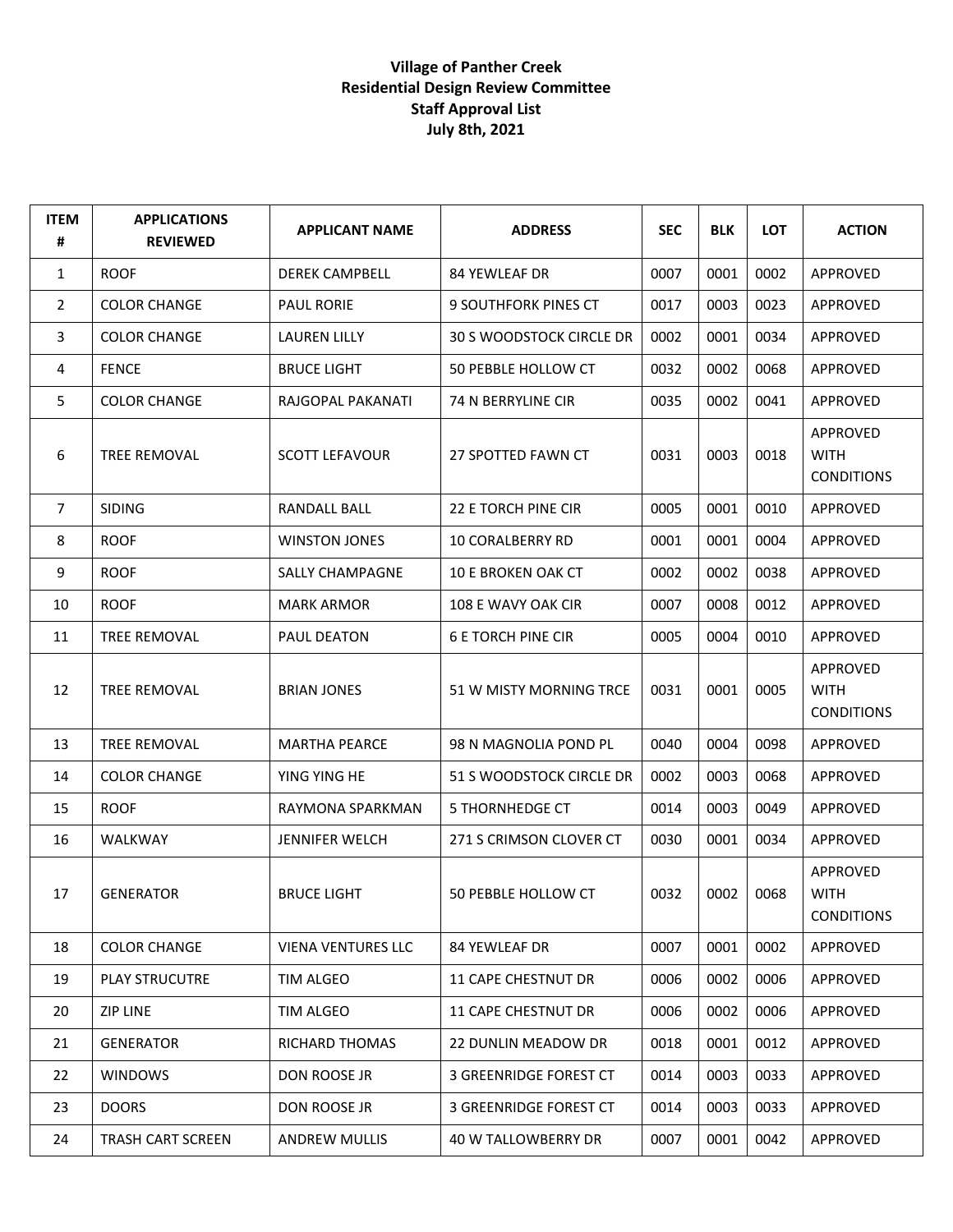**Village of Panther Creek**
**Residential Design Review Committee**
**Staff Approval List**
**July 8th, 2021**

| ITEM # | APPLICATIONS REVIEWED | APPLICANT NAME | ADDRESS | SEC | BLK | LOT | ACTION |
|---|---|---|---|---|---|---|---|
| 1 | ROOF | DEREK CAMPBELL | 84 YEWLEAF DR | 0007 | 0001 | 0002 | APPROVED |
| 2 | COLOR CHANGE | PAUL RORIE | 9 SOUTHFORK PINES CT | 0017 | 0003 | 0023 | APPROVED |
| 3 | COLOR CHANGE | LAUREN LILLY | 30 S WOODSTOCK CIRCLE DR | 0002 | 0001 | 0034 | APPROVED |
| 4 | FENCE | BRUCE LIGHT | 50 PEBBLE HOLLOW CT | 0032 | 0002 | 0068 | APPROVED |
| 5 | COLOR CHANGE | RAJGOPAL PAKANATI | 74 N BERRYLINE CIR | 0035 | 0002 | 0041 | APPROVED |
| 6 | TREE REMOVAL | SCOTT LEFAVOUR | 27 SPOTTED FAWN CT | 0031 | 0003 | 0018 | APPROVED WITH CONDITIONS |
| 7 | SIDING | RANDALL BALL | 22 E TORCH PINE CIR | 0005 | 0001 | 0010 | APPROVED |
| 8 | ROOF | WINSTON JONES | 10 CORALBERRY RD | 0001 | 0001 | 0004 | APPROVED |
| 9 | ROOF | SALLY CHAMPAGNE | 10 E BROKEN OAK CT | 0002 | 0002 | 0038 | APPROVED |
| 10 | ROOF | MARK ARMOR | 108 E WAVY OAK CIR | 0007 | 0008 | 0012 | APPROVED |
| 11 | TREE REMOVAL | PAUL DEATON | 6 E TORCH PINE CIR | 0005 | 0004 | 0010 | APPROVED |
| 12 | TREE REMOVAL | BRIAN JONES | 51 W MISTY MORNING TRCE | 0031 | 0001 | 0005 | APPROVED WITH CONDITIONS |
| 13 | TREE REMOVAL | MARTHA PEARCE | 98 N MAGNOLIA POND PL | 0040 | 0004 | 0098 | APPROVED |
| 14 | COLOR CHANGE | YING YING HE | 51 S WOODSTOCK CIRCLE DR | 0002 | 0003 | 0068 | APPROVED |
| 15 | ROOF | RAYMONA SPARKMAN | 5 THORNHEDGE CT | 0014 | 0003 | 0049 | APPROVED |
| 16 | WALKWAY | JENNIFER WELCH | 271 S CRIMSON CLOVER CT | 0030 | 0001 | 0034 | APPROVED |
| 17 | GENERATOR | BRUCE LIGHT | 50 PEBBLE HOLLOW CT | 0032 | 0002 | 0068 | APPROVED WITH CONDITIONS |
| 18 | COLOR CHANGE | VIENA VENTURES LLC | 84 YEWLEAF DR | 0007 | 0001 | 0002 | APPROVED |
| 19 | PLAY STRUCUTRE | TIM ALGEO | 11 CAPE CHESTNUT DR | 0006 | 0002 | 0006 | APPROVED |
| 20 | ZIP LINE | TIM ALGEO | 11 CAPE CHESTNUT DR | 0006 | 0002 | 0006 | APPROVED |
| 21 | GENERATOR | RICHARD THOMAS | 22 DUNLIN MEADOW DR | 0018 | 0001 | 0012 | APPROVED |
| 22 | WINDOWS | DON ROOSE JR | 3 GREENRIDGE FOREST CT | 0014 | 0003 | 0033 | APPROVED |
| 23 | DOORS | DON ROOSE JR | 3 GREENRIDGE FOREST CT | 0014 | 0003 | 0033 | APPROVED |
| 24 | TRASH CART SCREEN | ANDREW MULLIS | 40 W TALLOWBERRY DR | 0007 | 0001 | 0042 | APPROVED |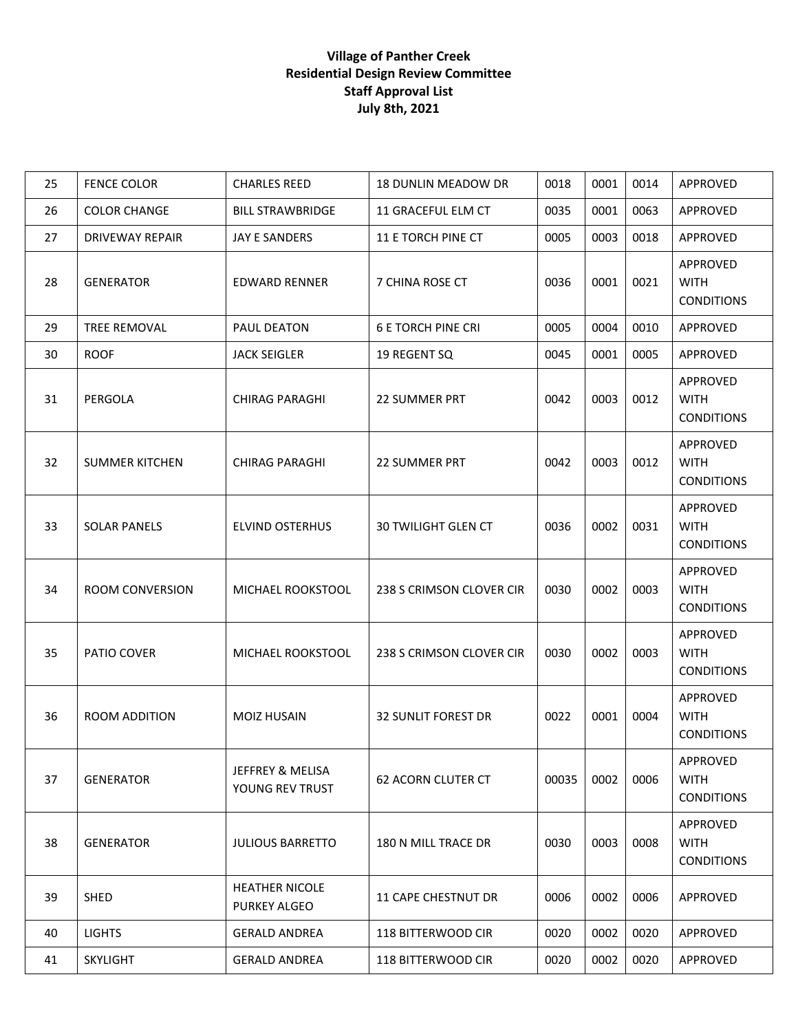**Village of Panther Creek**
**Residential Design Review Committee**
**Staff Approval List**
**July 8th, 2021**

| | | | | | | | |
|---|---|---|---|---|---|---|---|
| 25 | FENCE COLOR | CHARLES REED | 18 DUNLIN MEADOW DR | 0018 | 0001 | 0014 | APPROVED |
| 26 | COLOR CHANGE | BILL STRAWBRIDGE | 11 GRACEFUL ELM CT | 0035 | 0001 | 0063 | APPROVED |
| 27 | DRIVEWAY REPAIR | JAY E SANDERS | 11 E TORCH PINE CT | 0005 | 0003 | 0018 | APPROVED |
| 28 | GENERATOR | EDWARD RENNER | 7 CHINA ROSE CT | 0036 | 0001 | 0021 | APPROVED WITH CONDITIONS |
| 29 | TREE REMOVAL | PAUL DEATON | 6 E TORCH PINE CRI | 0005 | 0004 | 0010 | APPROVED |
| 30 | ROOF | JACK SEIGLER | 19 REGENT SQ | 0045 | 0001 | 0005 | APPROVED |
| 31 | PERGOLA | CHIRAG PARAGHI | 22 SUMMER PRT | 0042 | 0003 | 0012 | APPROVED WITH CONDITIONS |
| 32 | SUMMER KITCHEN | CHIRAG PARAGHI | 22 SUMMER PRT | 0042 | 0003 | 0012 | APPROVED WITH CONDITIONS |
| 33 | SOLAR PANELS | ELVIND OSTERHUS | 30 TWILIGHT GLEN CT | 0036 | 0002 | 0031 | APPROVED WITH CONDITIONS |
| 34 | ROOM CONVERSION | MICHAEL ROOKSTOOL | 238 S CRIMSON CLOVER CIR | 0030 | 0002 | 0003 | APPROVED WITH CONDITIONS |
| 35 | PATIO COVER | MICHAEL ROOKSTOOL | 238 S CRIMSON CLOVER CIR | 0030 | 0002 | 0003 | APPROVED WITH CONDITIONS |
| 36 | ROOM ADDITION | MOIZ HUSAIN | 32 SUNLIT FOREST DR | 0022 | 0001 | 0004 | APPROVED WITH CONDITIONS |
| 37 | GENERATOR | JEFFREY & MELISA YOUNG REV TRUST | 62 ACORN CLUTER CT | 00035 | 0002 | 0006 | APPROVED WITH CONDITIONS |
| 38 | GENERATOR | JULIOUS BARRETTO | 180 N MILL TRACE DR | 0030 | 0003 | 0008 | APPROVED WITH CONDITIONS |
| 39 | SHED | HEATHER NICOLE PURKEY ALGEO | 11 CAPE CHESTNUT DR | 0006 | 0002 | 0006 | APPROVED |
| 40 | LIGHTS | GERALD ANDREA | 118 BITTERWOOD CIR | 0020 | 0002 | 0020 | APPROVED |
| 41 | SKYLIGHT | GERALD ANDREA | 118 BITTERWOOD CIR | 0020 | 0002 | 0020 | APPROVED |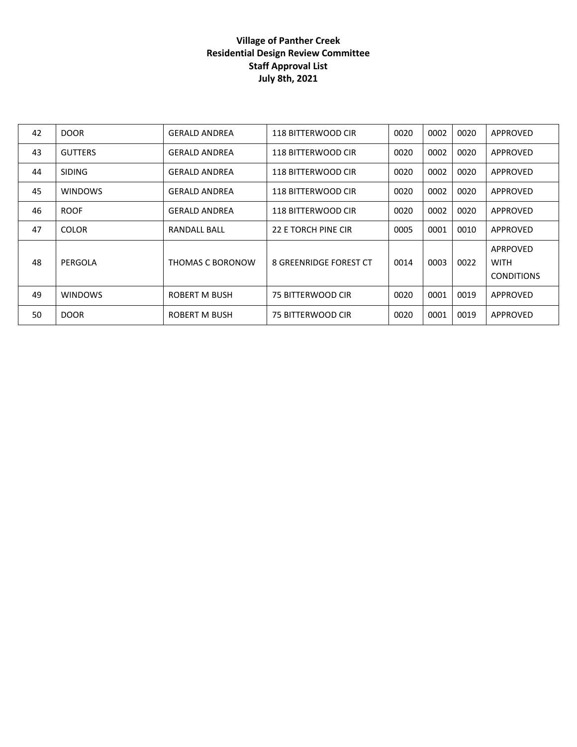**Village of Panther Creek**
**Residential Design Review Committee**
**Staff Approval List**
**July 8th, 2021**

| | | | | | | | |
|---|---|---|---|---|---|---|---|
| 42 | DOOR | GERALD ANDREA | 118 BITTERWOOD CIR | 0020 | 0002 | 0020 | APPROVED |
| 43 | GUTTERS | GERALD ANDREA | 118 BITTERWOOD CIR | 0020 | 0002 | 0020 | APPROVED |
| 44 | SIDING | GERALD ANDREA | 118 BITTERWOOD CIR | 0020 | 0002 | 0020 | APPROVED |
| 45 | WINDOWS | GERALD ANDREA | 118 BITTERWOOD CIR | 0020 | 0002 | 0020 | APPROVED |
| 46 | ROOF | GERALD ANDREA | 118 BITTERWOOD CIR | 0020 | 0002 | 0020 | APPROVED |
| 47 | COLOR | RANDALL BALL | 22 E TORCH PINE CIR | 0005 | 0001 | 0010 | APPROVED |
| 48 | PERGOLA | THOMAS C BORONOW | 8 GREENRIDGE FOREST CT | 0014 | 0003 | 0022 | APRPOVED WITH CONDITIONS |
| 49 | WINDOWS | ROBERT M BUSH | 75 BITTERWOOD CIR | 0020 | 0001 | 0019 | APPROVED |
| 50 | DOOR | ROBERT M BUSH | 75 BITTERWOOD CIR | 0020 | 0001 | 0019 | APPROVED |